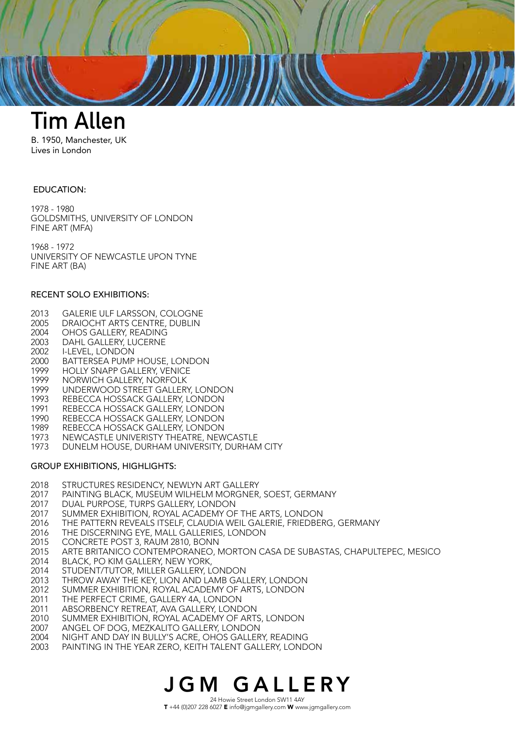# Tim Allen

B. 1950, Manchester, UK
Lives in London

## EDUCATION:

1978 - 1980
GOLDSMITHS, UNIVERSITY OF LONDON
FINE ART (MFA)

1968 - 1972
UNIVERSITY OF NEWCASTLE UPON TYNE
FINE ART (BA)

## RECENT SOLO EXHIBITIONS:

2013 GALERIE ULF LARSSON, COLOGNE
2005 DRAIOCHT ARTS CENTRE, DUBLIN
2004 OHOS GALLERY, READING
2003 DAHL GALLERY, LUCERNE
2002 I-LEVEL, LONDON
2000 BATTERSEA PUMP HOUSE, LONDON
1999 HOLLY SNAPP GALLERY, VENICE
1999 NORWICH GALLERY, NORFOLK
1999 UNDERWOOD STREET GALLERY, LONDON
1993 REBECCA HOSSACK GALLERY, LONDON
1991 REBECCA HOSSACK GALLERY, LONDON
1990 REBECCA HOSSACK GALLERY, LONDON
1989 REBECCA HOSSACK GALLERY, LONDON
1973 NEWCASTLE UNIVERISTY THEATRE, NEWCASTLE
1973 DUNELM HOUSE, DURHAM UNIVERSITY, DURHAM CITY

## GROUP EXHIBITIONS, HIGHLIGHTS:

2018 STRUCTURES RESIDENCY, NEWLYN ART GALLERY
2017 PAINTING BLACK, MUSEUM WILHELM MORGNER, SOEST, GERMANY
2017 DUAL PURPOSE, TURPS GALLERY, LONDON
2017 SUMMER EXHIBITION, ROYAL ACADEMY OF THE ARTS, LONDON
2016 THE PATTERN REVEALS ITSELF, CLAUDIA WEIL GALERIE, FRIEDBERG, GERMANY
2016 THE DISCERNING EYE, MALL GALLERIES, LONDON
2015 CONCRETE POST 3, RAUM 2810, BONN
2015 ARTE BRITANICO CONTEMPORANEO, MORTON CASA DE SUBASTAS, CHAPULTEPEC, MESICO
2014 BLACK, PO KIM GALLERY, NEW YORK,
2014 STUDENT/TUTOR, MILLER GALLERY, LONDON
2013 THROW AWAY THE KEY, LION AND LAMB GALLERY, LONDON
2012 SUMMER EXHIBITION, ROYAL ACADEMY OF ARTS, LONDON
2011 THE PERFECT CRIME, GALLERY 4A, LONDON
2011 ABSORBENCY RETREAT, AVA GALLERY, LONDON
2010 SUMMER EXHIBITION, ROYAL ACADEMY OF ARTS, LONDON
2007 ANGEL OF DOG, MEZKALITO GALLERY, LONDON
2004 NIGHT AND DAY IN BULLY'S ACRE, OHOS GALLERY, READING
2003 PAINTING IN THE YEAR ZERO, KEITH TALENT GALLERY, LONDON

JGM GALLERY
24 Howie Street London SW11 4AY
**T** +44 (0)207 228 6027 **E** info@jgmgallery.com **W** www.jgmgallery.com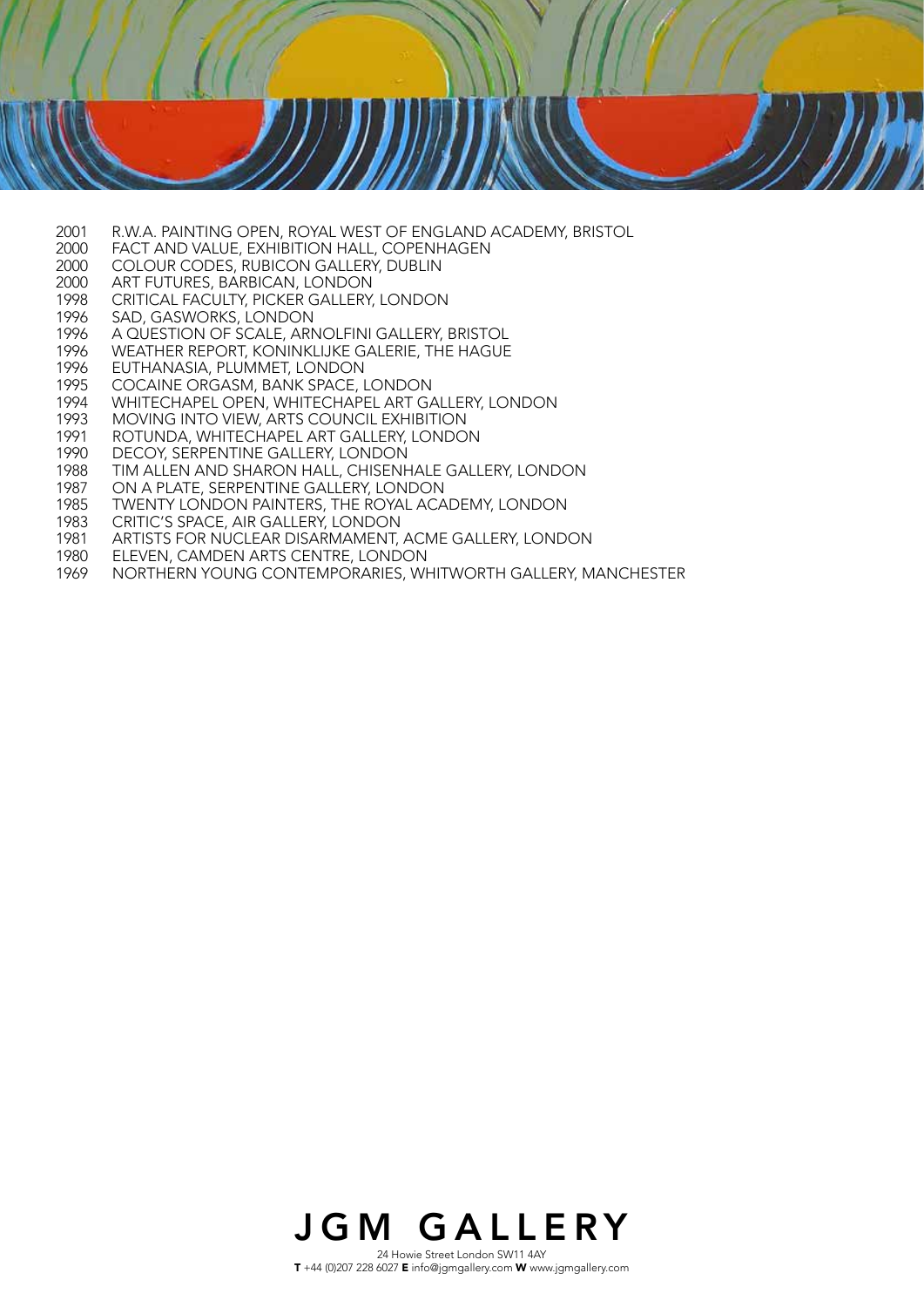2001 R.W.A. PAINTING OPEN, ROYAL WEST OF ENGLAND ACADEMY, BRISTOL
2000 FACT AND VALUE, EXHIBITION HALL, COPENHAGEN
2000 COLOUR CODES, RUBICON GALLERY, DUBLIN
2000 ART FUTURES, BARBICAN, LONDON
1998 CRITICAL FACULTY, PICKER GALLERY, LONDON
1996 SAD, GASWORKS, LONDON
1996 A QUESTION OF SCALE, ARNOLFINI GALLERY, BRISTOL
1996 WEATHER REPORT, KONINKLIJKE GALERIE, THE HAGUE
1996 EUTHANASIA, PLUMMET, LONDON
1995 COCAINE ORGASM, BANK SPACE, LONDON
1994 WHITECHAPEL OPEN, WHITECHAPEL ART GALLERY, LONDON
1993 MOVING INTO VIEW, ARTS COUNCIL EXHIBITION
1991 ROTUNDA, WHITECHAPEL ART GALLERY, LONDON
1990 DECOY, SERPENTINE GALLERY, LONDON
1988 TIM ALLEN AND SHARON HALL, CHISENHALE GALLERY, LONDON
1987 ON A PLATE, SERPENTINE GALLERY, LONDON
1985 TWENTY LONDON PAINTERS, THE ROYAL ACADEMY, LONDON
1983 CRITIC'S SPACE, AIR GALLERY, LONDON
1981 ARTISTS FOR NUCLEAR DISARMAMENT, ACME GALLERY, LONDON
1980 ELEVEN, CAMDEN ARTS CENTRE, LONDON
1969 NORTHERN YOUNG CONTEMPORARIES, WHITWORTH GALLERY, MANCHESTER

**JGM GALLERY**

24 Howie Street London SW11 4AY
**T** +44 (0)207 228 6027 **E** info@jgmgallery.com **W** www.jgmgallery.com